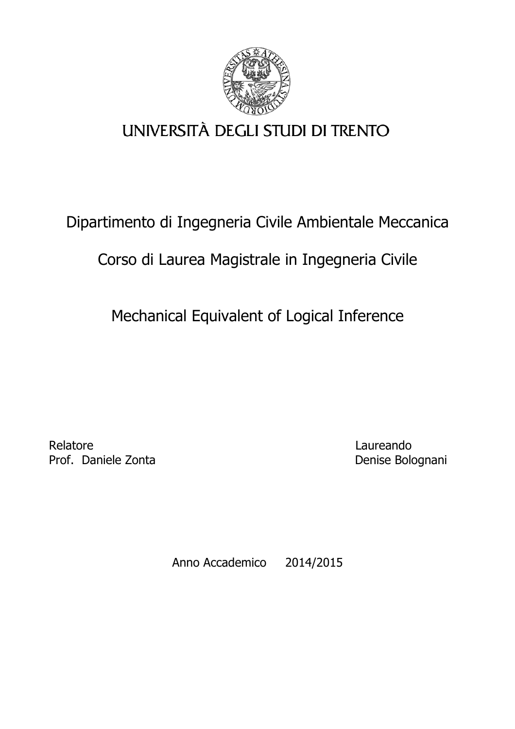UNIVERSITÀ DEGLI STUDI DI TRENTO

Dipartimento di Ingegneria Civile Ambientale Meccanica

Corso di Laurea Magistrale in Ingegneria Civile

# Mechanical Equivalent of Logical Inference

Relatore
Prof. Daniele Zonta

Laureando
Denise Bolognani

Anno Accademico 2014/2015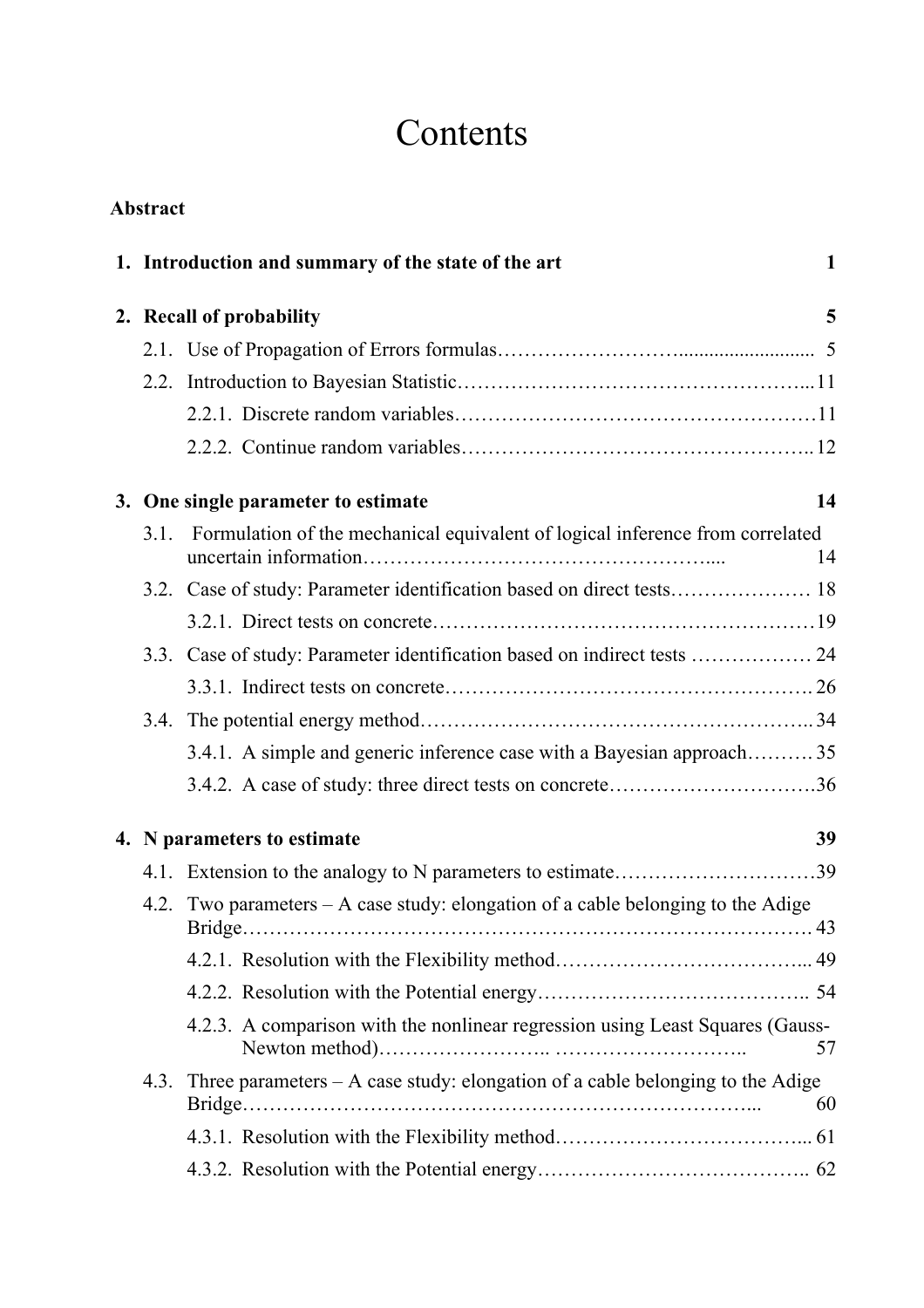# Contents

**Abstract**

**1. Introduction and summary of the state of the art** **1**

**2. Recall of probability** **5**

- 2.1. Use of Propagation of Errors formulas……………………........................... 5
- 2.2. Introduction to Bayesian Statistic…………………………………………...11
  - 2.2.1. Discrete random variables……………………………………………11
  - 2.2.2. Continue random variables…………………………………………..12

**3. One single parameter to estimate** **14**

- 3.1. Formulation of the mechanical equivalent of logical inference from correlated uncertain information…………………………………………..... 14
- 3.2. Case of study: Parameter identification based on direct tests………………… 18
  - 3.2.1. Direct tests on concrete…………………………………………………19
- 3.3. Case of study: Parameter identification based on indirect tests ……………… 24
  - 3.3.1. Indirect tests on concrete……………………………………………. 26
- 3.4. The potential energy method………………………………………………….. 34
  - 3.4.1. A simple and generic inference case with a Bayesian approach………. 35
  - 3.4.2. A case of study: three direct tests on concrete………………………….36

**4. N parameters to estimate** **39**

- 4.1. Extension to the analogy to N parameters to estimate…………………………39
- 4.2. Two parameters – A case study: elongation of a cable belonging to the Adige Bridge……………………………………………………………………… 43
  - 4.2.1. Resolution with the Flexibility method……………………………….. 49
  - 4.2.2. Resolution with the Potential energy……………………………….. 54
  - 4.2.3. A comparison with the nonlinear regression using Least Squares (Gauss-Newton method)…………………….. ……………………….. 57
- 4.3. Three parameters – A case study: elongation of a cable belonging to the Adige Bridge…………………………………………………………………... 60
  - 4.3.1. Resolution with the Flexibility method……………………………….. 61
  - 4.3.2. Resolution with the Potential energy……………………………….. 62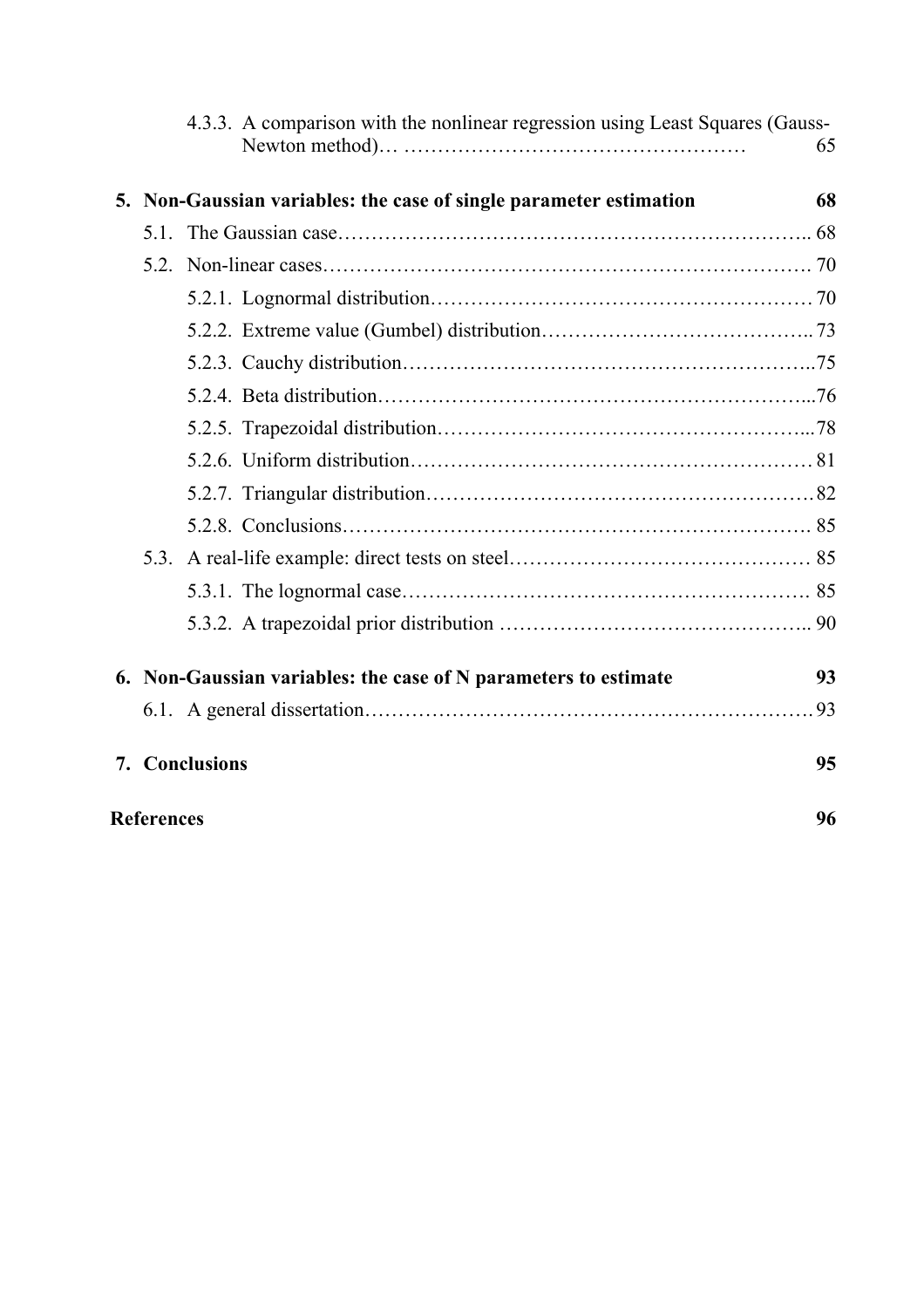4.3.3. A comparison with the nonlinear regression using Least Squares (Gauss-Newton method)… …………………………………………… 65

**5. Non-Gaussian variables: the case of single parameter estimation 68**

5.1. The Gaussian case…………………………………………………………….. 68

5.2. Non-linear cases………………………………………………………………. 70

5.2.1. Lognormal distribution………………………………………………… 70

5.2.2. Extreme value (Gumbel) distribution………………………………….. 73

5.2.3. Cauchy distribution…………………………………………………..75

5.2.4. Beta distribution……………………………………………………...76

5.2.5. Trapezoidal distribution……………………………………………...78

5.2.6. Uniform distribution………………………………………………… 81

5.2.7. Triangular distribution…………………………………………………82

5.2.8. Conclusions…………………………………………………………. 85

5.3. A real-life example: direct tests on steel…………………………………… 85

5.3.1. The lognormal case…………………………………………………. 85

5.3.2. A trapezoidal prior distribution ……………………………………….. 90

**6. Non-Gaussian variables: the case of N parameters to estimate 93**

6.1. A general dissertation…………………………………………………………93

**7. Conclusions 95**

**References 96**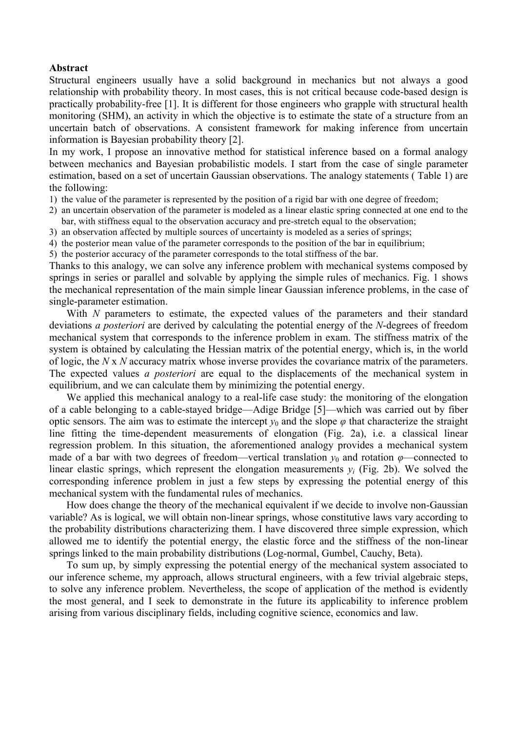**Abstract**

Structural engineers usually have a solid background in mechanics but not always a good relationship with probability theory. In most cases, this is not critical because code-based design is practically probability-free [1]. It is different for those engineers who grapple with structural health monitoring (SHM), an activity in which the objective is to estimate the state of a structure from an uncertain batch of observations. A consistent framework for making inference from uncertain information is Bayesian probability theory [2].

In my work, I propose an innovative method for statistical inference based on a formal analogy between mechanics and Bayesian probabilistic models. I start from the case of single parameter estimation, based on a set of uncertain Gaussian observations. The analogy statements ( Table 1) are the following:

1) the value of the parameter is represented by the position of a rigid bar with one degree of freedom;
2) an uncertain observation of the parameter is modeled as a linear elastic spring connected at one end to the bar, with stiffness equal to the observation accuracy and pre-stretch equal to the observation;
3) an observation affected by multiple sources of uncertainty is modeled as a series of springs;
4) the posterior mean value of the parameter corresponds to the position of the bar in equilibrium;
5) the posterior accuracy of the parameter corresponds to the total stiffness of the bar.

Thanks to this analogy, we can solve any inference problem with mechanical systems composed by springs in series or parallel and solvable by applying the simple rules of mechanics. Fig. 1 shows the mechanical representation of the main simple linear Gaussian inference problems, in the case of single-parameter estimation.

With $N$ parameters to estimate, the expected values of the parameters and their standard deviations *a posteriori* are derived by calculating the potential energy of the $N$-degrees of freedom mechanical system that corresponds to the inference problem in exam. The stiffness matrix of the system is obtained by calculating the Hessian matrix of the potential energy, which is, in the world of logic, the $N \times N$ accuracy matrix whose inverse provides the covariance matrix of the parameters. The expected values *a posteriori* are equal to the displacements of the mechanical system in equilibrium, and we can calculate them by minimizing the potential energy.

We applied this mechanical analogy to a real-life case study: the monitoring of the elongation of a cable belonging to a cable-stayed bridge—Adige Bridge [5]—which was carried out by fiber optic sensors. The aim was to estimate the intercept $y_0$ and the slope $\varphi$ that characterize the straight line fitting the time-dependent measurements of elongation (Fig. 2a), i.e. a classical linear regression problem. In this situation, the aforementioned analogy provides a mechanical system made of a bar with two degrees of freedom—vertical translation $y_0$ and rotation $\varphi$—connected to linear elastic springs, which represent the elongation measurements $y_i$ (Fig. 2b). We solved the corresponding inference problem in just a few steps by expressing the potential energy of this mechanical system with the fundamental rules of mechanics.

How does change the theory of the mechanical equivalent if we decide to involve non-Gaussian variable? As is logical, we will obtain non-linear springs, whose constitutive laws vary according to the probability distributions characterizing them. I have discovered three simple expression, which allowed me to identify the potential energy, the elastic force and the stiffness of the non-linear springs linked to the main probability distributions (Log-normal, Gumbel, Cauchy, Beta).

To sum up, by simply expressing the potential energy of the mechanical system associated to our inference scheme, my approach, allows structural engineers, with a few trivial algebraic steps, to solve any inference problem. Nevertheless, the scope of application of the method is evidently the most general, and I seek to demonstrate in the future its applicability to inference problem arising from various disciplinary fields, including cognitive science, economics and law.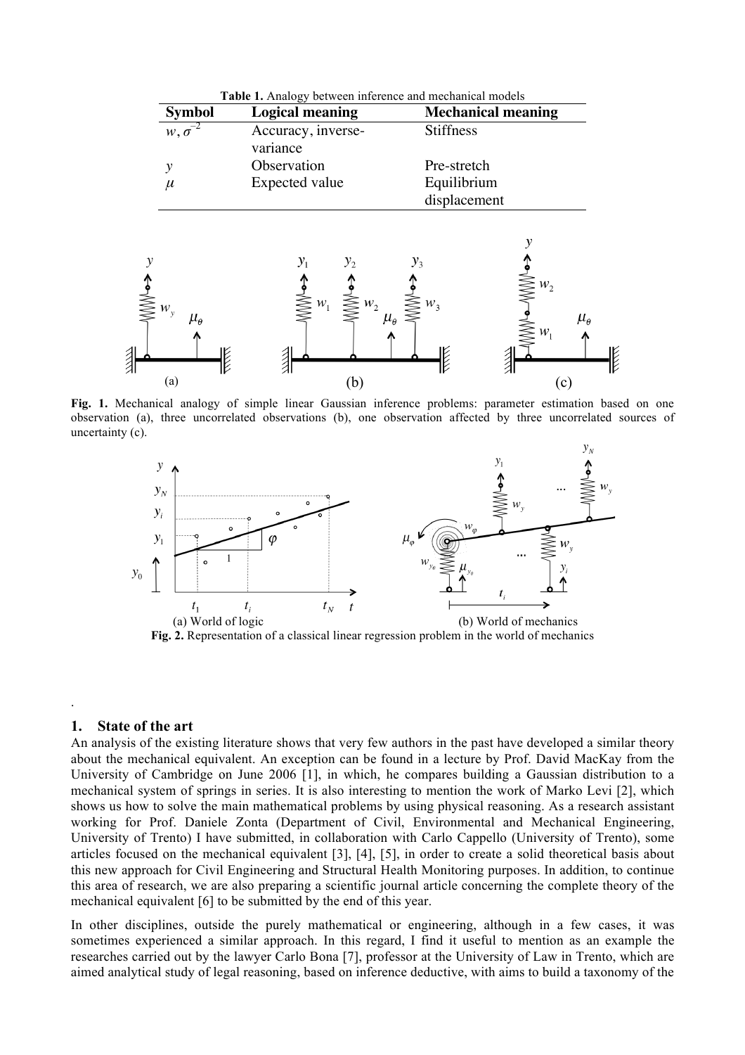**Table 1.** Analogy between inference and mechanical models

| Symbol | Logical meaning | Mechanical meaning |
|---|---|---|
| $w, \sigma^{-2}$ | Accuracy, inverse-variance | Stiffness |
| $y$ | Observation | Pre-stretch |
| $\mu$ | Expected value | Equilibrium displacement |

**Fig. 1.** Mechanical analogy of simple linear Gaussian inference problems: parameter estimation based on one observation (a), three uncorrelated observations (b), one observation affected by three uncorrelated sources of uncertainty (c).

(a) World of logic (b) World of mechanics

**Fig. 2.** Representation of a classical linear regression problem in the world of mechanics

.

## 1. State of the art

An analysis of the existing literature shows that very few authors in the past have developed a similar theory about the mechanical equivalent. An exception can be found in a lecture by Prof. David MacKay from the University of Cambridge on June 2006 [1], in which, he compares building a Gaussian distribution to a mechanical system of springs in series. It is also interesting to mention the work of Marko Levi [2], which shows us how to solve the main mathematical problems by using physical reasoning. As a research assistant working for Prof. Daniele Zonta (Department of Civil, Environmental and Mechanical Engineering, University of Trento) I have submitted, in collaboration with Carlo Cappello (University of Trento), some articles focused on the mechanical equivalent [3], [4], [5], in order to create a solid theoretical basis about this new approach for Civil Engineering and Structural Health Monitoring purposes. In addition, to continue this area of research, we are also preparing a scientific journal article concerning the complete theory of the mechanical equivalent [6] to be submitted by the end of this year.

In other disciplines, outside the purely mathematical or engineering, although in a few cases, it was sometimes experienced a similar approach. In this regard, I find it useful to mention as an example the researches carried out by the lawyer Carlo Bona [7], professor at the University of Law in Trento, which are aimed analytical study of legal reasoning, based on inference deductive, with aims to build a taxonomy of the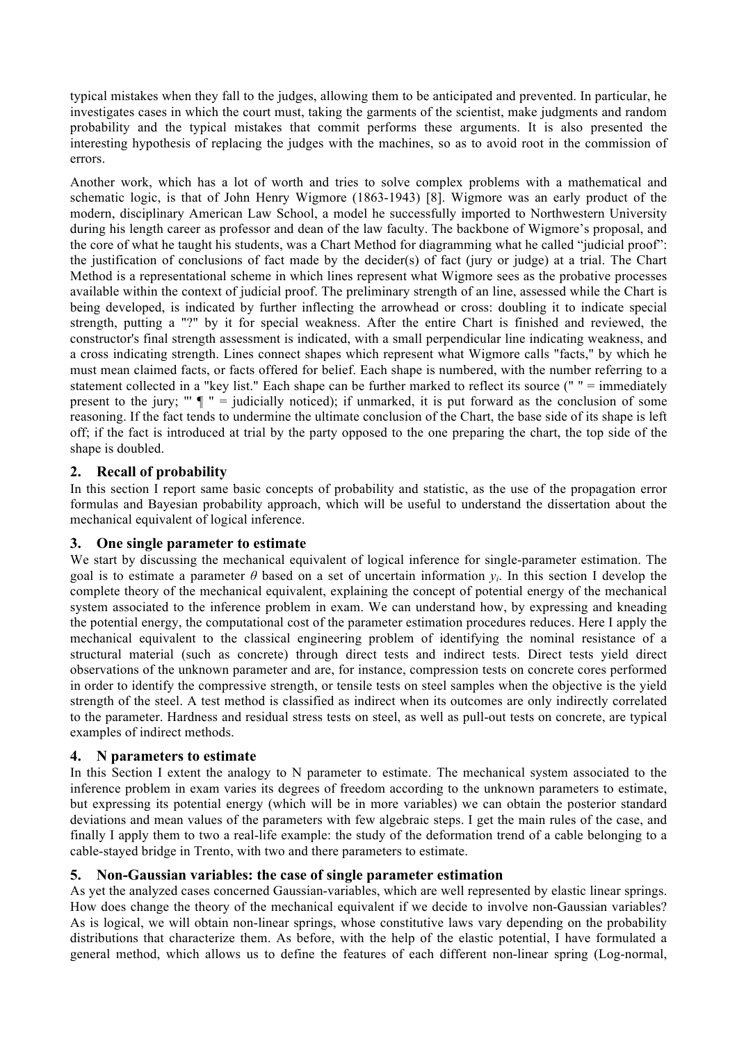typical mistakes when they fall to the judges, allowing them to be anticipated and prevented. In particular, he investigates cases in which the court must, taking the garments of the scientist, make judgments and random probability and the typical mistakes that commit performs these arguments. It is also presented the interesting hypothesis of replacing the judges with the machines, so as to avoid root in the commission of errors.

Another work, which has a lot of worth and tries to solve complex problems with a mathematical and schematic logic, is that of John Henry Wigmore (1863-1943) [8]. Wigmore was an early product of the modern, disciplinary American Law School, a model he successfully imported to Northwestern University during his length career as professor and dean of the law faculty. The backbone of Wigmore's proposal, and the core of what he taught his students, was a Chart Method for diagramming what he called "judicial proof": the justification of conclusions of fact made by the decider(s) of fact (jury or judge) at a trial. The Chart Method is a representational scheme in which lines represent what Wigmore sees as the probative processes available within the context of judicial proof. The preliminary strength of an line, assessed while the Chart is being developed, is indicated by further inflecting the arrowhead or cross: doubling it to indicate special strength, putting a "?" by it for special weakness. After the entire Chart is finished and reviewed, the constructor's final strength assessment is indicated, with a small perpendicular line indicating weakness, and a cross indicating strength. Lines connect shapes which represent what Wigmore calls "facts," by which he must mean claimed facts, or facts offered for belief. Each shape is numbered, with the number referring to a statement collected in a "key list." Each shape can be further marked to reflect its source (" " = immediately present to the jury; "' ¶ " = judicially noticed); if unmarked, it is put forward as the conclusion of some reasoning. If the fact tends to undermine the ultimate conclusion of the Chart, the base side of its shape is left off; if the fact is introduced at trial by the party opposed to the one preparing the chart, the top side of the shape is doubled.

## 2. Recall of probability

In this section I report same basic concepts of probability and statistic, as the use of the propagation error formulas and Bayesian probability approach, which will be useful to understand the dissertation about the mechanical equivalent of logical inference.

## 3. One single parameter to estimate

We start by discussing the mechanical equivalent of logical inference for single-parameter estimation. The goal is to estimate a parameter $\theta$ based on a set of uncertain information $y_i$. In this section I develop the complete theory of the mechanical equivalent, explaining the concept of potential energy of the mechanical system associated to the inference problem in exam. We can understand how, by expressing and kneading the potential energy, the computational cost of the parameter estimation procedures reduces. Here I apply the mechanical equivalent to the classical engineering problem of identifying the nominal resistance of a structural material (such as concrete) through direct tests and indirect tests. Direct tests yield direct observations of the unknown parameter and are, for instance, compression tests on concrete cores performed in order to identify the compressive strength, or tensile tests on steel samples when the objective is the yield strength of the steel. A test method is classified as indirect when its outcomes are only indirectly correlated to the parameter. Hardness and residual stress tests on steel, as well as pull-out tests on concrete, are typical examples of indirect methods.

## 4. N parameters to estimate

In this Section I extent the analogy to N parameter to estimate. The mechanical system associated to the inference problem in exam varies its degrees of freedom according to the unknown parameters to estimate, but expressing its potential energy (which will be in more variables) we can obtain the posterior standard deviations and mean values of the parameters with few algebraic steps. I get the main rules of the case, and finally I apply them to two a real-life example: the study of the deformation trend of a cable belonging to a cable-stayed bridge in Trento, with two and there parameters to estimate.

## 5. Non-Gaussian variables: the case of single parameter estimation

As yet the analyzed cases concerned Gaussian-variables, which are well represented by elastic linear springs. How does change the theory of the mechanical equivalent if we decide to involve non-Gaussian variables? As is logical, we will obtain non-linear springs, whose constitutive laws vary depending on the probability distributions that characterize them. As before, with the help of the elastic potential, I have formulated a general method, which allows us to define the features of each different non-linear spring (Log-normal,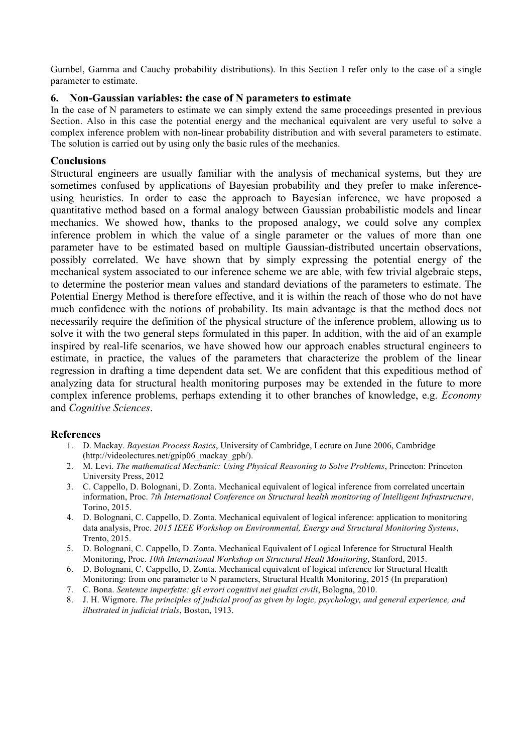Gumbel, Gamma and Cauchy probability distributions). In this Section I refer only to the case of a single parameter to estimate.

## 6. Non-Gaussian variables: the case of N parameters to estimate

In the case of N parameters to estimate we can simply extend the same proceedings presented in previous Section. Also in this case the potential energy and the mechanical equivalent are very useful to solve a complex inference problem with non-linear probability distribution and with several parameters to estimate. The solution is carried out by using only the basic rules of the mechanics.

## Conclusions

Structural engineers are usually familiar with the analysis of mechanical systems, but they are sometimes confused by applications of Bayesian probability and they prefer to make inference-using heuristics. In order to ease the approach to Bayesian inference, we have proposed a quantitative method based on a formal analogy between Gaussian probabilistic models and linear mechanics. We showed how, thanks to the proposed analogy, we could solve any complex inference problem in which the value of a single parameter or the values of more than one parameter have to be estimated based on multiple Gaussian-distributed uncertain observations, possibly correlated. We have shown that by simply expressing the potential energy of the mechanical system associated to our inference scheme we are able, with few trivial algebraic steps, to determine the posterior mean values and standard deviations of the parameters to estimate. The Potential Energy Method is therefore effective, and it is within the reach of those who do not have much confidence with the notions of probability. Its main advantage is that the method does not necessarily require the definition of the physical structure of the inference problem, allowing us to solve it with the two general steps formulated in this paper. In addition, with the aid of an example inspired by real-life scenarios, we have showed how our approach enables structural engineers to estimate, in practice, the values of the parameters that characterize the problem of the linear regression in drafting a time dependent data set. We are confident that this expeditious method of analyzing data for structural health monitoring purposes may be extended in the future to more complex inference problems, perhaps extending it to other branches of knowledge, e.g. *Economy* and *Cognitive Sciences*.

## References

1. D. Mackay. *Bayesian Process Basics*, University of Cambridge, Lecture on June 2006, Cambridge (http://videolectures.net/gpip06_mackay_gpb/).
2. M. Levi. *The mathematical Mechanic: Using Physical Reasoning to Solve Problems*, Princeton: Princeton University Press, 2012
3. C. Cappello, D. Bolognani, D. Zonta. Mechanical equivalent of logical inference from correlated uncertain information, Proc. *7th International Conference on Structural health monitoring of Intelligent Infrastructure*, Torino, 2015.
4. D. Bolognani, C. Cappello, D. Zonta. Mechanical equivalent of logical inference: application to monitoring data analysis, Proc. *2015 IEEE Workshop on Environmental, Energy and Structural Monitoring Systems*, Trento, 2015.
5. D. Bolognani, C. Cappello, D. Zonta. Mechanical Equivalent of Logical Inference for Structural Health Monitoring, Proc. *10th International Workshop on Structural Healt Monitoring*, Stanford, 2015.
6. D. Bolognani, C. Cappello, D. Zonta. Mechanical equivalent of logical inference for Structural Health Monitoring: from one parameter to N parameters, Structural Health Monitoring, 2015 (In preparation)
7. C. Bona. *Sentenze imperfette: gli errori cognitivi nei giudizi civili*, Bologna, 2010.
8. J. H. Wigmore. *The principles of judicial proof as given by logic, psychology, and general experience, and illustrated in judicial trials*, Boston, 1913.